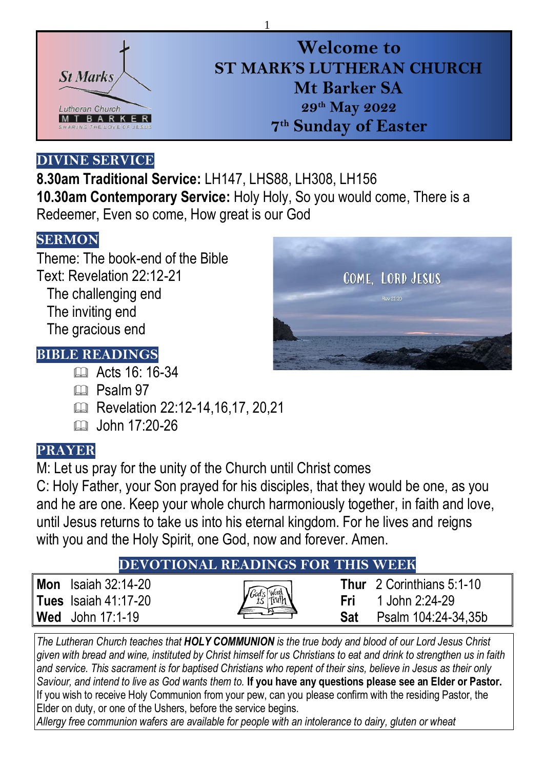# Welcome to ST MARK'S LUTHERAN CHURCH Mt Barker SA

**29th May 2022**

**7th Sunday of Easter**

## DIVINE SERVICE

**8.30am Traditional Service:** LH147, LHS88, LH308, LH156

**10.30am Contemporary Service:** Holy Holy, So you would come, There is a Redeemer, Even so come, How great is our God

## SERMON

Theme: The book-end of the Bible

Text: Revelation 22:12-21

- The challenging end
- The inviting end
- The gracious end

## BIBLE READINGS

- Acts 16: 16-34
- Psalm 97
- Revelation 22:12-14,16,17, 20,21
- John 17:20-26

## PRAYER

M: Let us pray for the unity of the Church until Christ comes

C: Holy Father, your Son prayed for his disciples, that they would be one, as you and he are one. Keep your whole church harmoniously together, in faith and love, until Jesus returns to take us into his eternal kingdom. For he lives and reigns with you and the Holy Spirit, one God, now and forever. Amen.

## DEVOTIONAL READINGS FOR THIS WEEK

| | | | |
|---|---|---|---|
| **Mon** | Isaiah 32:14-20 | **Thur** | 2 Corinthians 5:1-10 |
| **Tues** | Isaiah 41:17-20 | **Fri** | 1 John 2:24-29 |
| **Wed** | John 17:1-19 | **Sat** | Psalm 104:24-34,35b |

*The Lutheran Church teaches that **HOLY COMMUNION** is the true body and blood of our Lord Jesus Christ given with bread and wine, instituted by Christ himself for us Christians to eat and drink to strengthen us in faith and service. This sacrament is for baptised Christians who repent of their sins, believe in Jesus as their only Saviour, and intend to live as God wants them to.* **If you have any questions please see an Elder or Pastor.**
If you wish to receive Holy Communion from your pew, can you please confirm with the residing Pastor, the Elder on duty, or one of the Ushers, before the service begins.
*Allergy free communion wafers are available for people with an intolerance to dairy, gluten or wheat*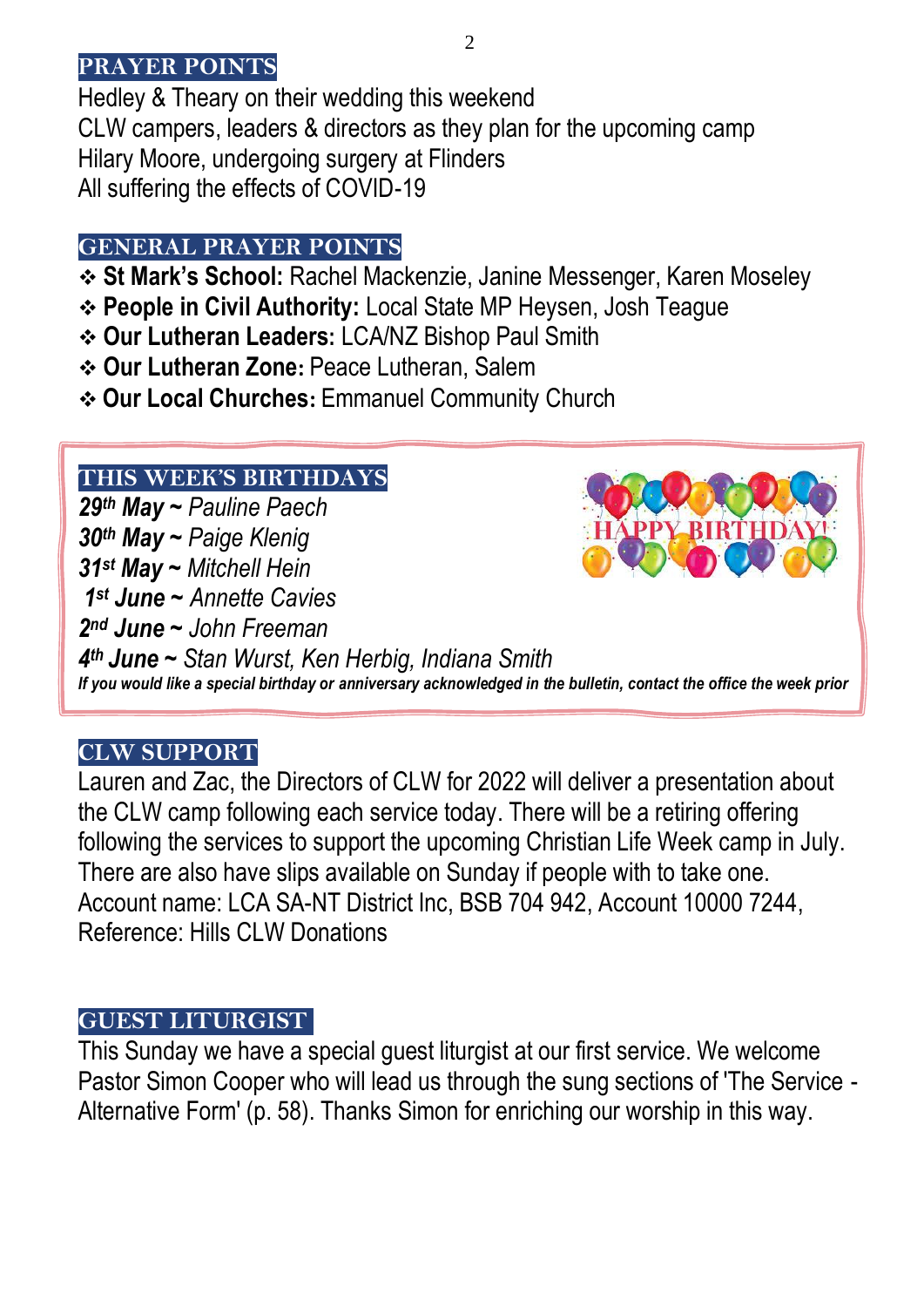## PRAYER POINTS

Hedley & Theary on their wedding this weekend
CLW campers, leaders & directors as they plan for the upcoming camp
Hilary Moore, undergoing surgery at Flinders
All suffering the effects of COVID-19

## GENERAL PRAYER POINTS

- **St Mark's School:** Rachel Mackenzie, Janine Messenger, Karen Moseley
- **People in Civil Authority:** Local State MP Heysen, Josh Teague
- **Our Lutheran Leaders:** LCA/NZ Bishop Paul Smith
- **Our Lutheran Zone:** Peace Lutheran, Salem
- **Our Local Churches:** Emmanuel Community Church

## THIS WEEK'S BIRTHDAYS

***29th May*** *~ Pauline Paech*
***30th May*** *~ Paige Klenig*
***31st May*** *~ Mitchell Hein*
***1st June*** *~ Annette Cavies*
***2nd June*** *~ John Freeman*
***4th June*** *~ Stan Wurst, Ken Herbig, Indiana Smith*

***If you would like a special birthday or anniversary acknowledged in the bulletin, contact the office the week prior***

## CLW SUPPORT

Lauren and Zac, the Directors of CLW for 2022 will deliver a presentation about the CLW camp following each service today. There will be a retiring offering following the services to support the upcoming Christian Life Week camp in July. There are also have slips available on Sunday if people with to take one. Account name: LCA SA-NT District Inc, BSB 704 942, Account 10000 7244, Reference: Hills CLW Donations

## GUEST LITURGIST

This Sunday we have a special guest liturgist at our first service. We welcome Pastor Simon Cooper who will lead us through the sung sections of 'The Service - Alternative Form' (p. 58). Thanks Simon for enriching our worship in this way.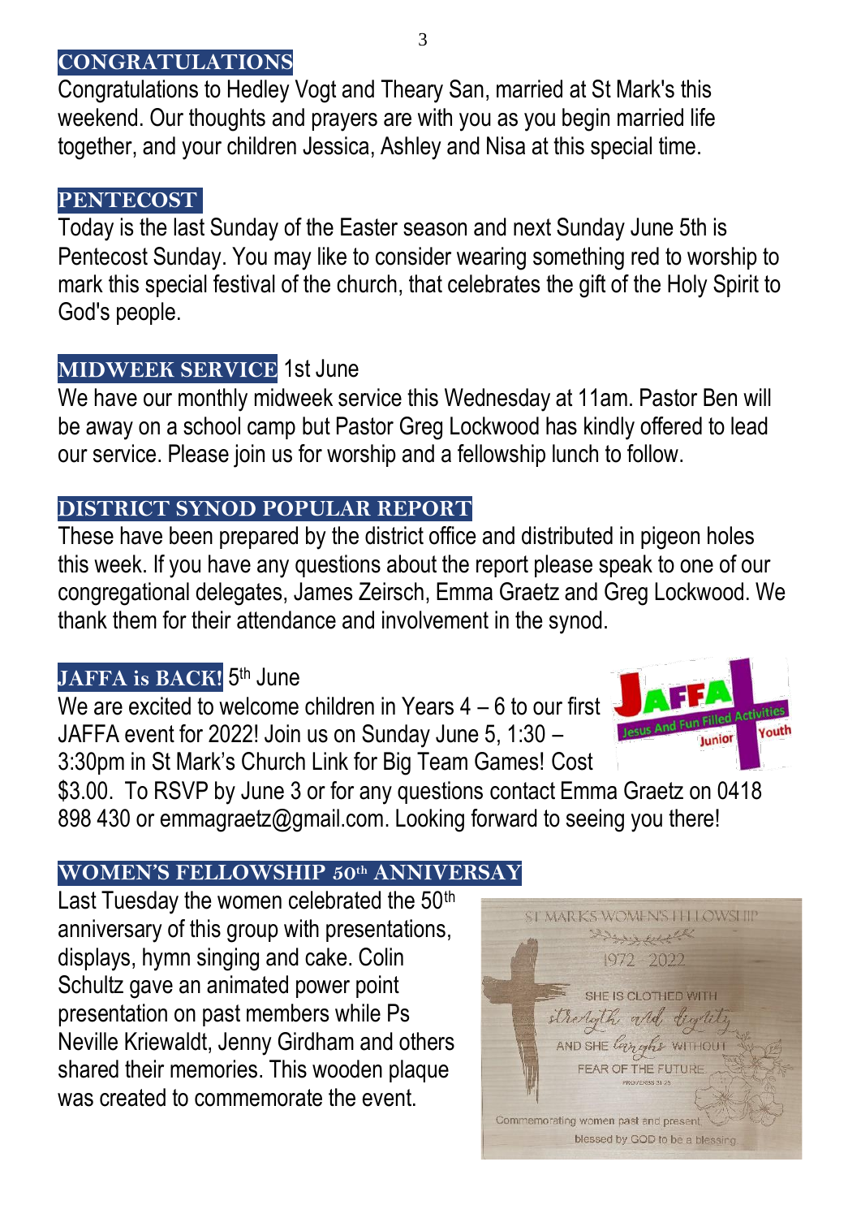## CONGRATULATIONS

Congratulations to Hedley Vogt and Theary San, married at St Mark's this weekend. Our thoughts and prayers are with you as you begin married life together, and your children Jessica, Ashley and Nisa at this special time.

## PENTECOST

Today is the last Sunday of the Easter season and next Sunday June 5th is Pentecost Sunday. You may like to consider wearing something red to worship to mark this special festival of the church, that celebrates the gift of the Holy Spirit to God's people.

## MIDWEEK SERVICE 1st June

We have our monthly midweek service this Wednesday at 11am. Pastor Ben will be away on a school camp but Pastor Greg Lockwood has kindly offered to lead our service. Please join us for worship and a fellowship lunch to follow.

## DISTRICT SYNOD POPULAR REPORT

These have been prepared by the district office and distributed in pigeon holes this week. If you have any questions about the report please speak to one of our congregational delegates, James Zeirsch, Emma Graetz and Greg Lockwood. We thank them for their attendance and involvement in the synod.

## JAFFA is BACK! 5th June

We are excited to welcome children in Years 4 – 6 to our first JAFFA event for 2022! Join us on Sunday June 5, 1:30 – 3:30pm in St Mark's Church Link for Big Team Games! Cost $3.00. To RSVP by June 3 or for any questions contact Emma Graetz on 0418 898 430 or emmagraetz@gmail.com. Looking forward to seeing you there!

## WOMEN'S FELLOWSHIP 50th ANNIVERSAY

Last Tuesday the women celebrated the 50th anniversary of this group with presentations, displays, hymn singing and cake. Colin Schultz gave an animated power point presentation on past members while Ps Neville Kriewaldt, Jenny Girdham and others shared their memories. This wooden plaque was created to commemorate the event.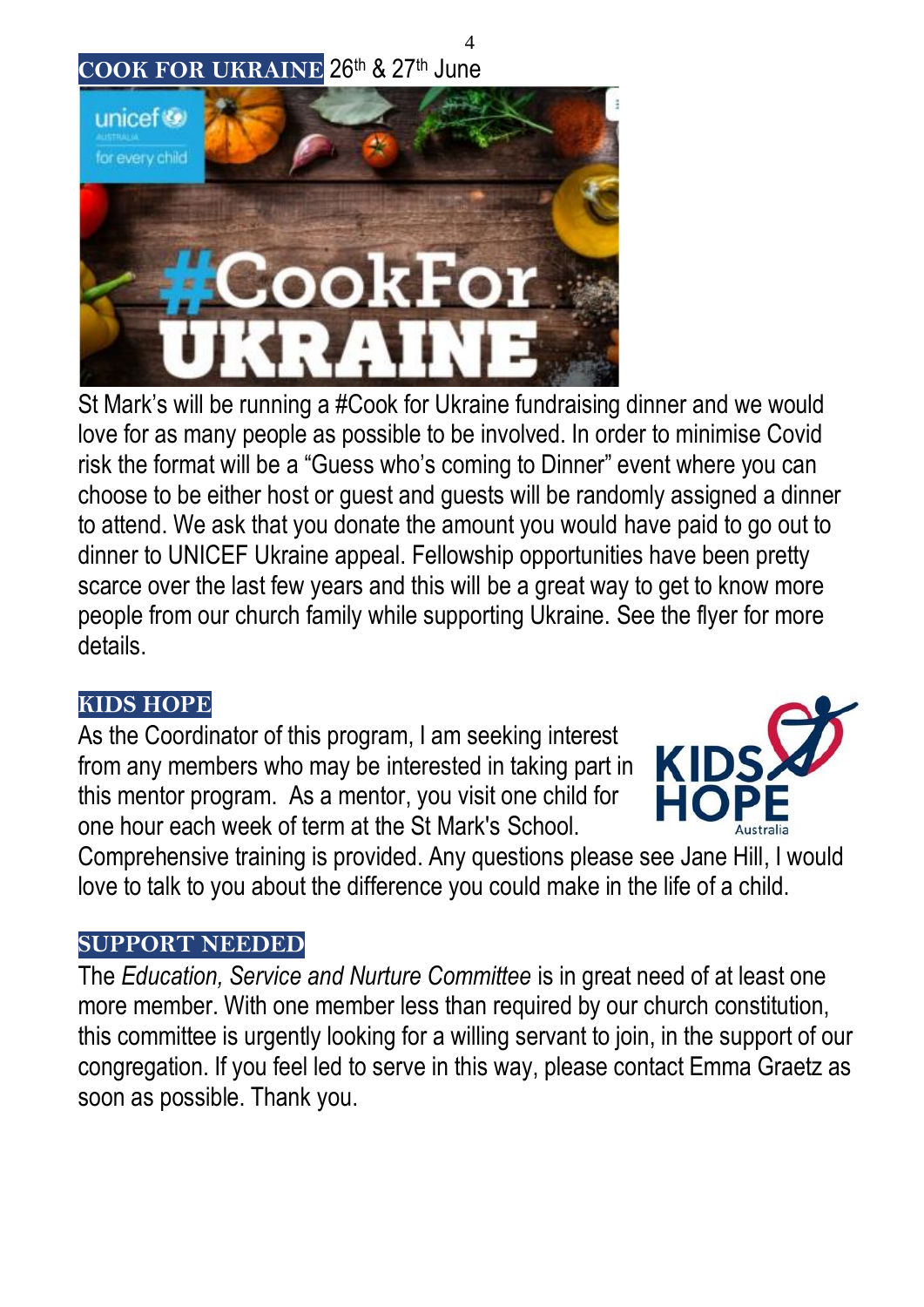## COOK FOR UKRAINE 26th & 27th June

St Mark's will be running a #Cook for Ukraine fundraising dinner and we would love for as many people as possible to be involved. In order to minimise Covid risk the format will be a "Guess who's coming to Dinner" event where you can choose to be either host or guest and guests will be randomly assigned a dinner to attend. We ask that you donate the amount you would have paid to go out to dinner to UNICEF Ukraine appeal. Fellowship opportunities have been pretty scarce over the last few years and this will be a great way to get to know more people from our church family while supporting Ukraine. See the flyer for more details.

## KIDS HOPE

As the Coordinator of this program, I am seeking interest from any members who may be interested in taking part in this mentor program. As a mentor, you visit one child for one hour each week of term at the St Mark's School. Comprehensive training is provided. Any questions please see Jane Hill, I would love to talk to you about the difference you could make in the life of a child.

## SUPPORT NEEDED

The *Education, Service and Nurture Committee* is in great need of at least one more member. With one member less than required by our church constitution, this committee is urgently looking for a willing servant to join, in the support of our congregation. If you feel led to serve in this way, please contact Emma Graetz as soon as possible. Thank you.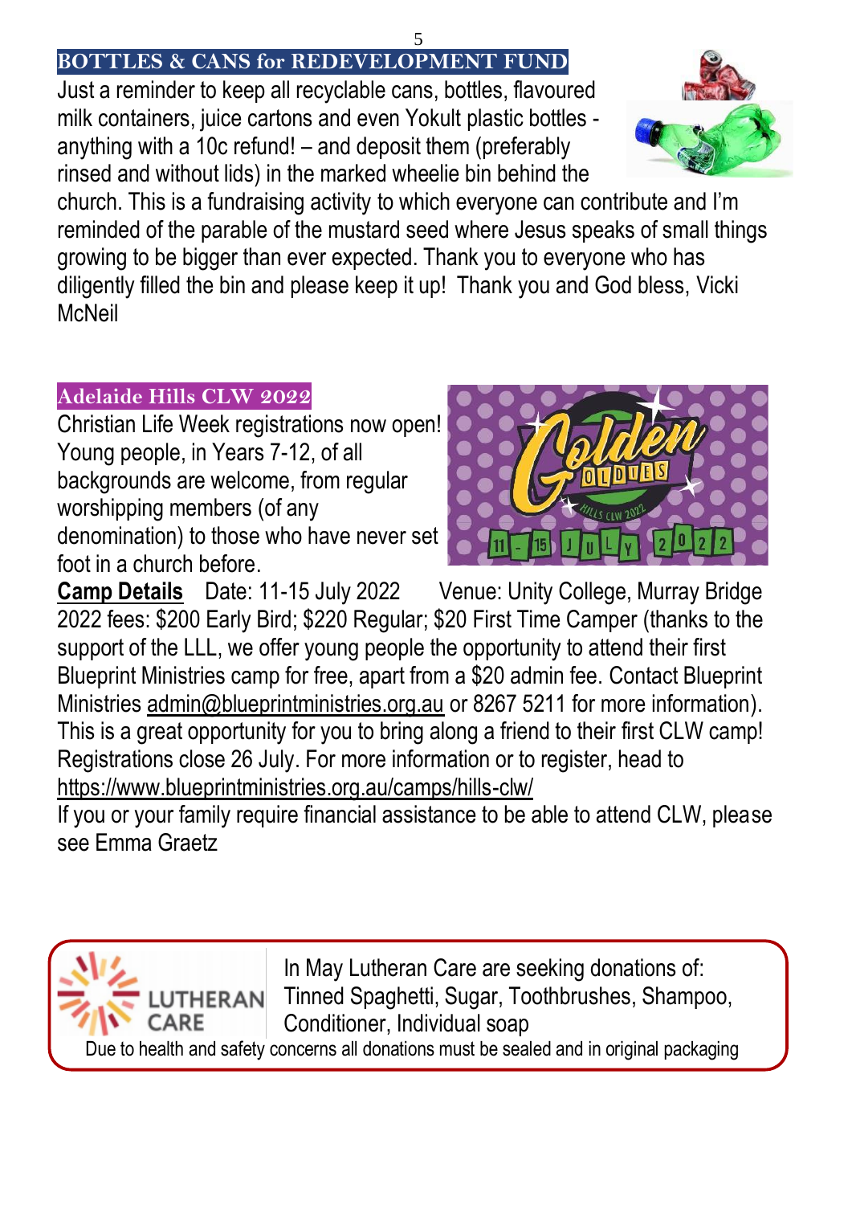## BOTTLES & CANS for REDEVELOPMENT FUND

Just a reminder to keep all recyclable cans, bottles, flavoured milk containers, juice cartons and even Yokult plastic bottles - anything with a 10c refund! – and deposit them (preferably rinsed and without lids) in the marked wheelie bin behind the church. This is a fundraising activity to which everyone can contribute and I'm reminded of the parable of the mustard seed where Jesus speaks of small things growing to be bigger than ever expected. Thank you to everyone who has diligently filled the bin and please keep it up! Thank you and God bless, Vicki McNeil

## Adelaide Hills CLW 2022

Christian Life Week registrations now open! Young people, in Years 7-12, of all backgrounds are welcome, from regular worshipping members (of any denomination) to those who have never set foot in a church before.

**Camp Details** Date: 11-15 July 2022 Venue: Unity College, Murray Bridge 2022 fees: $200 Early Bird; $220 Regular; $20 First Time Camper (thanks to the support of the LLL, we offer young people the opportunity to attend their first Blueprint Ministries camp for free, apart from a $20 admin fee. Contact Blueprint Ministries admin@blueprintministries.org.au or 8267 5211 for more information). This is a great opportunity for you to bring along a friend to their first CLW camp! Registrations close 26 July. For more information or to register, head to https://www.blueprintministries.org.au/camps/hills-clw/

If you or your family require financial assistance to be able to attend CLW, please see Emma Graetz

LUTHERAN CARE

In May Lutheran Care are seeking donations of: Tinned Spaghetti, Sugar, Toothbrushes, Shampoo, Conditioner, Individual soap

Due to health and safety concerns all donations must be sealed and in original packaging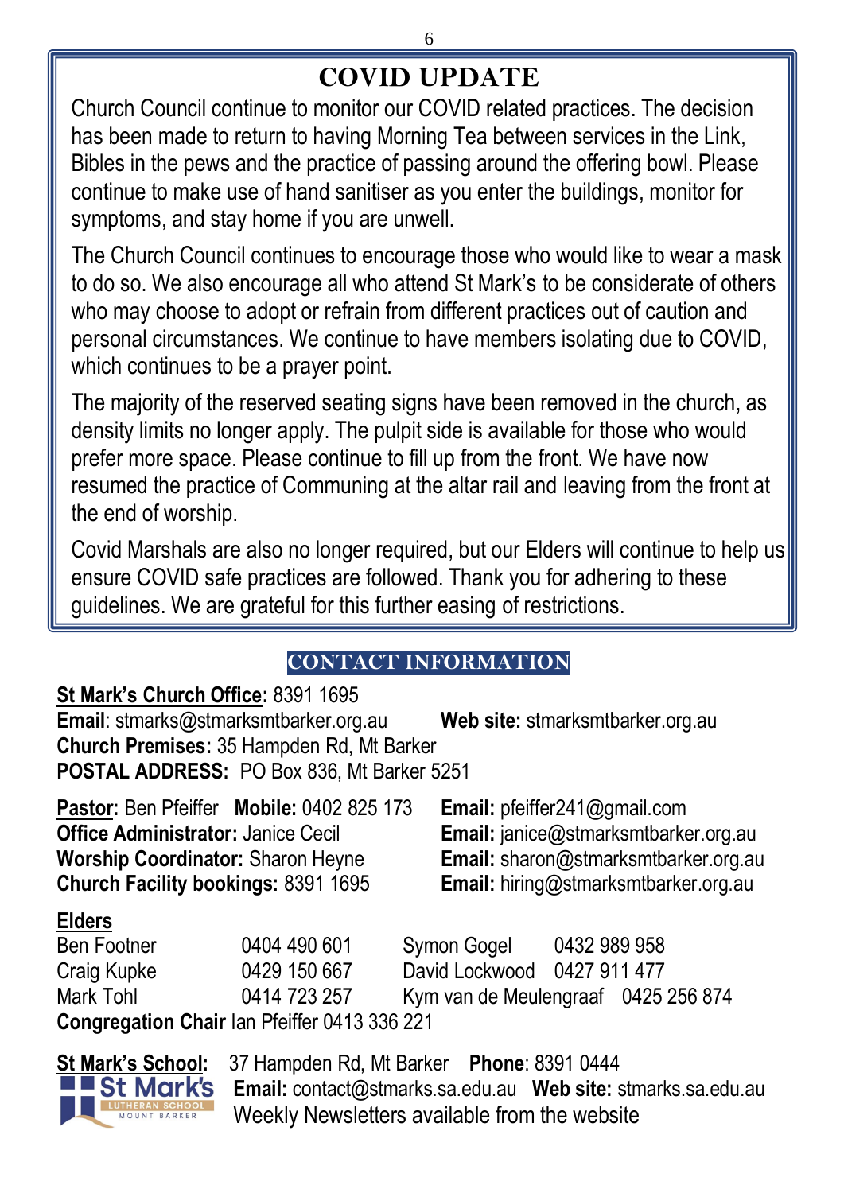# COVID UPDATE

Church Council continue to monitor our COVID related practices. The decision has been made to return to having Morning Tea between services in the Link, Bibles in the pews and the practice of passing around the offering bowl. Please continue to make use of hand sanitiser as you enter the buildings, monitor for symptoms, and stay home if you are unwell.

The Church Council continues to encourage those who would like to wear a mask to do so. We also encourage all who attend St Mark's to be considerate of others who may choose to adopt or refrain from different practices out of caution and personal circumstances. We continue to have members isolating due to COVID, which continues to be a prayer point.

The majority of the reserved seating signs have been removed in the church, as density limits no longer apply. The pulpit side is available for those who would prefer more space. Please continue to fill up from the front. We have now resumed the practice of Communing at the altar rail and leaving from the front at the end of worship.

Covid Marshals are also no longer required, but our Elders will continue to help us ensure COVID safe practices are followed. Thank you for adhering to these guidelines. We are grateful for this further easing of restrictions.

## CONTACT INFORMATION

**St Mark's Church Office:** 8391 1695
**Email**: stmarks@stmarksmtbarker.org.au **Web site:** stmarksmtbarker.org.au
**Church Premises:** 35 Hampden Rd, Mt Barker
**POSTAL ADDRESS:** PO Box 836, Mt Barker 5251

**Pastor:** Ben Pfeiffer **Mobile:** 0402 825 173 **Email:** pfeiffer241@gmail.com
**Office Administrator:** Janice Cecil **Email:** janice@stmarksmtbarker.org.au
**Worship Coordinator:** Sharon Heyne **Email:** sharon@stmarksmtbarker.org.au
**Church Facility bookings:** 8391 1695 **Email:** hiring@stmarksmtbarker.org.au

**Elders**

| | | | |
|---|---|---|---|
| Ben Footner | 0404 490 601 | Symon Gogel | 0432 989 958 |
| Craig Kupke | 0429 150 667 | David Lockwood | 0427 911 477 |
| Mark Tohl | 0414 723 257 | Kym van de Meulengraaf | 0425 256 874 |

**Congregation Chair** Ian Pfeiffer 0413 336 221

**St Mark's School:** 37 Hampden Rd, Mt Barker **Phone**: 8391 0444
**Email:** contact@stmarks.sa.edu.au **Web site:** stmarks.sa.edu.au
Weekly Newsletters available from the website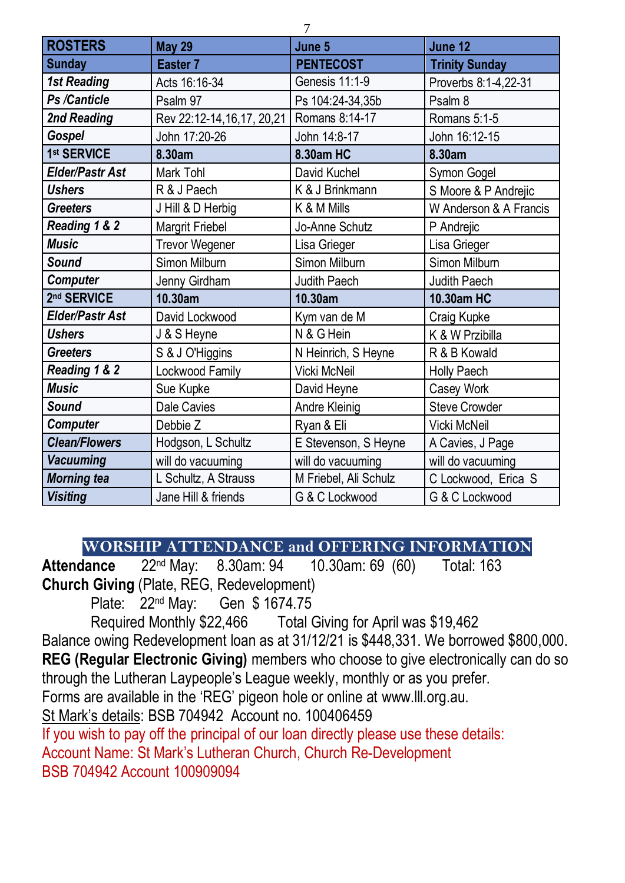| ROSTERS | May 29 | June 5 | June 12 |
|---|---|---|---|
| **Sunday** | **Easter 7** | **PENTECOST** | **Trinity Sunday** |
| ***1st Reading*** | Acts 16:16-34 | Genesis 11:1-9 | Proverbs 8:1-4,22-31 |
| ***Ps /Canticle*** | Psalm 97 | Ps 104:24-34,35b | Psalm 8 |
| ***2nd Reading*** | Rev 22:12-14,16,17, 20,21 | Romans 8:14-17 | Romans 5:1-5 |
| ***Gospel*** | John 17:20-26 | John 14:8-17 | John 16:12-15 |
| **1st SERVICE** | **8.30am** | **8.30am HC** | **8.30am** |
| ***Elder/Pastr Ast*** | Mark Tohl | David Kuchel | Symon Gogel |
| ***Ushers*** | R & J Paech | K & J Brinkmann | S Moore & P Andrejic |
| ***Greeters*** | J Hill & D Herbig | K & M Mills | W Anderson & A Francis |
| ***Reading 1 & 2*** | Margrit Friebel | Jo-Anne Schutz | P Andrejic |
| ***Music*** | Trevor Wegener | Lisa Grieger | Lisa Grieger |
| ***Sound*** | Simon Milburn | Simon Milburn | Simon Milburn |
| ***Computer*** | Jenny Girdham | Judith Paech | Judith Paech |
| **2nd SERVICE** | **10.30am** | **10.30am** | **10.30am HC** |
| ***Elder/Pastr Ast*** | David Lockwood | Kym van de M | Craig Kupke |
| ***Ushers*** | J & S Heyne | N & G Hein | K & W Przibilla |
| ***Greeters*** | S & J O'Higgins | N Heinrich, S Heyne | R & B Kowald |
| ***Reading 1 & 2*** | Lockwood Family | Vicki McNeil | Holly Paech |
| ***Music*** | Sue Kupke | David Heyne | Casey Work |
| ***Sound*** | Dale Cavies | Andre Kleinig | Steve Crowder |
| ***Computer*** | Debbie Z | Ryan & Eli | Vicki McNeil |
| ***Clean/Flowers*** | Hodgson, L Schultz | E Stevenson, S Heyne | A Cavies, J Page |
| ***Vacuuming*** | will do vacuuming | will do vacuuming | will do vacuuming |
| ***Morning tea*** | L Schultz, A Strauss | M Friebel, Ali Schulz | C Lockwood, Erica S |
| ***Visiting*** | Jane Hill & friends | G & C Lockwood | G & C Lockwood |

## WORSHIP ATTENDANCE and OFFERING INFORMATION

**Attendance** 22nd May: 8.30am: 94 10.30am: 69 (60) Total: 163

**Church Giving** (Plate, REG, Redevelopment)

Plate: 22nd May: Gen $ 1674.75

Required Monthly $22,466 Total Giving for April was $19,462

Balance owing Redevelopment loan as at 31/12/21 is $448,331. We borrowed $800,000.

**REG (Regular Electronic Giving)** members who choose to give electronically can do so through the Lutheran Laypeople's League weekly, monthly or as you prefer.

Forms are available in the 'REG' pigeon hole or online at www.lll.org.au.

St Mark's details: BSB 704942 Account no. 100406459

If you wish to pay off the principal of our loan directly please use these details:
Account Name: St Mark's Lutheran Church, Church Re-Development
BSB 704942 Account 100909094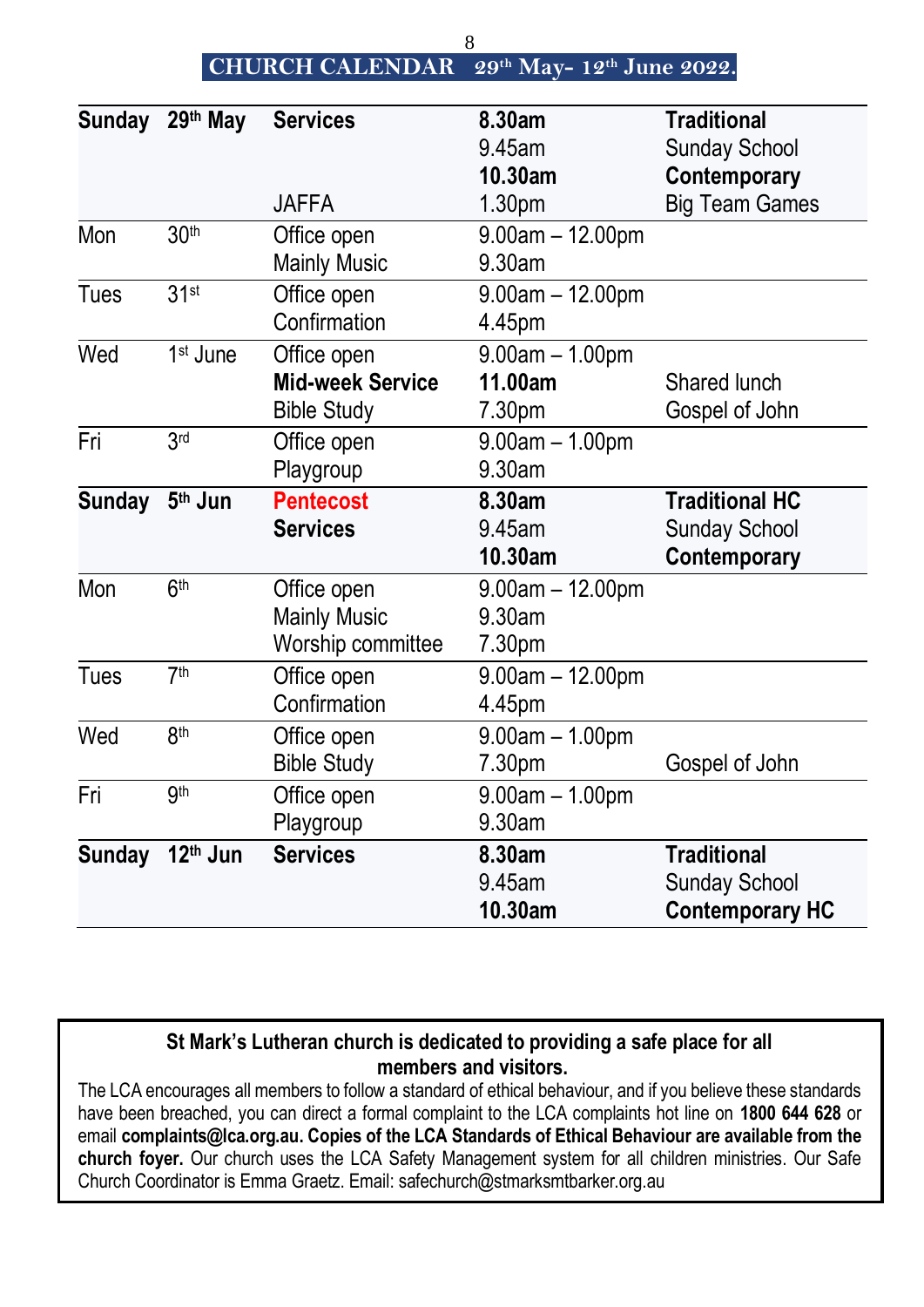# CHURCH CALENDAR 29th May- 12th June 2022.

| | | | | |
|---|---|---|---|---|
| **Sunday** | **29th May** | **Services** | **8.30am** | **Traditional** |
| | | | 9.45am | Sunday School |
| | | | **10.30am** | **Contemporary** |
| | | JAFFA | 1.30pm | Big Team Games |
| Mon | 30th | Office open | 9.00am – 12.00pm | |
| | | Mainly Music | 9.30am | |
| Tues | 31st | Office open | 9.00am – 12.00pm | |
| | | Confirmation | 4.45pm | |
| Wed | 1st June | Office open | 9.00am – 1.00pm | |
| | | **Mid-week Service** | **11.00am** | Shared lunch |
| | | Bible Study | 7.30pm | Gospel of John |
| Fri | 3rd | Office open | 9.00am – 1.00pm | |
| | | Playgroup | 9.30am | |
| **Sunday** | **5th Jun** | **Pentecost** | **8.30am** | **Traditional HC** |
| | | **Services** | 9.45am | Sunday School |
| | | | **10.30am** | **Contemporary** |
| Mon | 6th | Office open | 9.00am – 12.00pm | |
| | | Mainly Music | 9.30am | |
| | | Worship committee | 7.30pm | |
| Tues | 7th | Office open | 9.00am – 12.00pm | |
| | | Confirmation | 4.45pm | |
| Wed | 8th | Office open | 9.00am – 1.00pm | |
| | | Bible Study | 7.30pm | Gospel of John |
| Fri | 9th | Office open | 9.00am – 1.00pm | |
| | | Playgroup | 9.30am | |
| **Sunday** | **12th Jun** | **Services** | **8.30am** | **Traditional** |
| | | | 9.45am | Sunday School |
| | | | **10.30am** | **Contemporary HC** |

**St Mark's Lutheran church is dedicated to providing a safe place for all members and visitors.**

The LCA encourages all members to follow a standard of ethical behaviour, and if you believe these standards have been breached, you can direct a formal complaint to the LCA complaints hot line on **1800 644 628** or email **complaints@lca.org.au. Copies of the LCA Standards of Ethical Behaviour are available from the church foyer.** Our church uses the LCA Safety Management system for all children ministries. Our Safe Church Coordinator is Emma Graetz. Email: safechurch@stmarksmtbarker.org.au